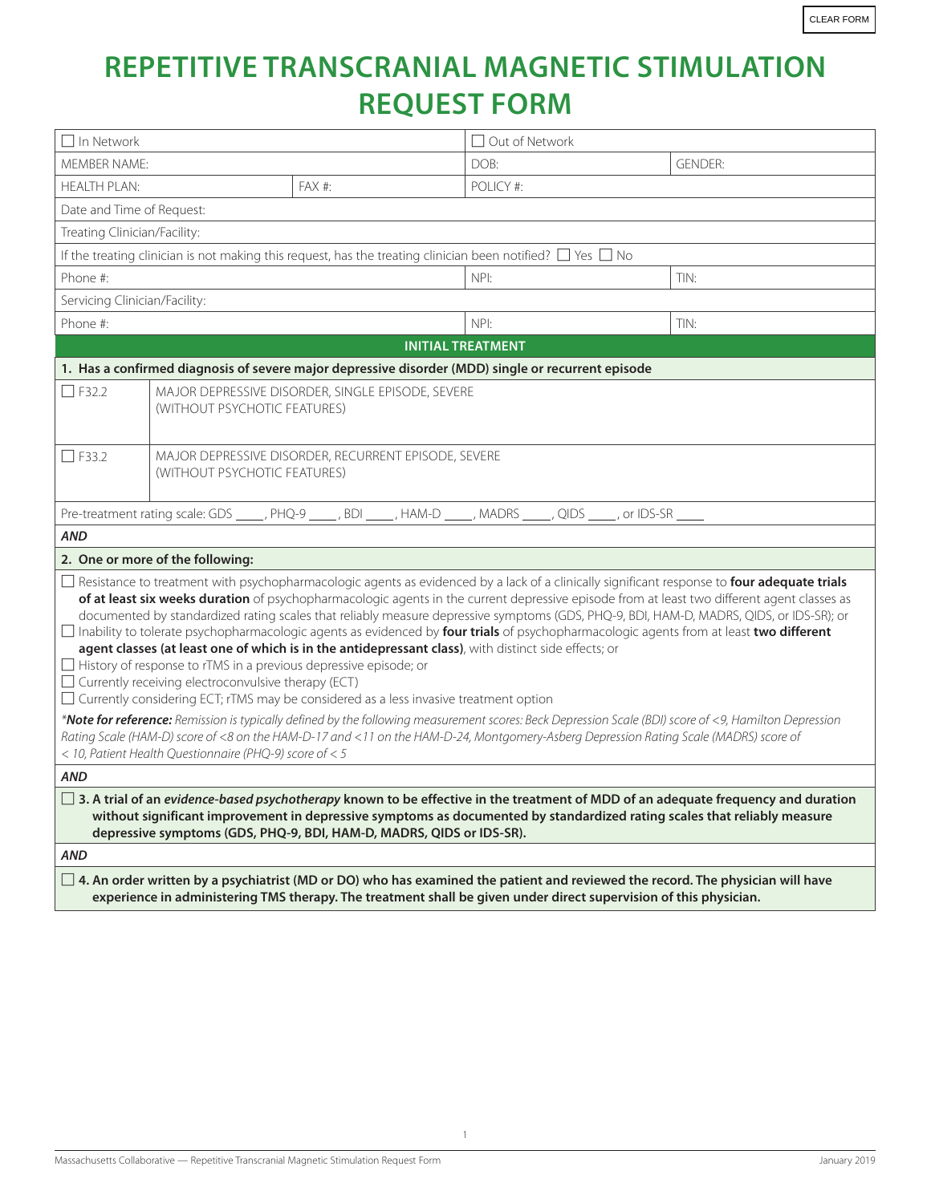# REPETITIVE TRANSCRANIAL MAGNETIC STIMULATION REQUEST FORM

| ☐ In Network | | ☐ Out of Network | |
|---|---|---|---|
| MEMBER NAME: | | DOB: | GENDER: |
| HEALTH PLAN: | FAX #: | POLICY #: | |
| Date and Time of Request: | | | |
| Treating Clinician/Facility: | | | |
| If the treating clinician is not making this request, has the treating clinician been notified? ☐ Yes ☐ No | | | |
| Phone #: | | NPI: | TIN: |
| Servicing Clinician/Facility: | | | |
| Phone #: | | NPI: | TIN: |

## INITIAL TREATMENT

**1. Has a confirmed diagnosis of severe major depressive disorder (MDD) single or recurrent episode**

| | |
|---|---|
| ☐ F32.2 | MAJOR DEPRESSIVE DISORDER, SINGLE EPISODE, SEVERE (WITHOUT PSYCHOTIC FEATURES) |
| ☐ F33.2 | MAJOR DEPRESSIVE DISORDER, RECURRENT EPISODE, SEVERE (WITHOUT PSYCHOTIC FEATURES) |

Pre-treatment rating scale: GDS ____, PHQ-9 ____, BDI ____, HAM-D ____, MADRS ____, QIDS ____, or IDS-SR ____

***AND***

**2. One or more of the following:**

- ☐ Resistance to treatment with psychopharmacologic agents as evidenced by a lack of a clinically significant response to **four adequate trials of at least six weeks duration** of psychopharmacologic agents in the current depressive episode from at least two different agent classes as documented by standardized rating scales that reliably measure depressive symptoms (GDS, PHQ-9, BDI, HAM-D, MADRS, QIDS, or IDS-SR); or
- ☐ Inability to tolerate psychopharmacologic agents as evidenced by **four trials** of psychopharmacologic agents from at least **two different agent classes (at least one of which is in the antidepressant class)**, with distinct side effects; or
- ☐ History of response to rTMS in a previous depressive episode; or
- ☐ Currently receiving electroconvulsive therapy (ECT)
- ☐ Currently considering ECT; rTMS may be considered as a less invasive treatment option

****Note for reference:** Remission is typically defined by the following measurement scores: Beck Depression Scale (BDI) score of <9, Hamilton Depression Rating Scale (HAM-D) score of <8 on the HAM-D-17 and <11 on the HAM-D-24, Montgomery-Asberg Depression Rating Scale (MADRS) score of < 10, Patient Health Questionnaire (PHQ-9) score of < 5*

***AND***

☐ **3. A trial of an *evidence-based psychotherapy* known to be effective in the treatment of MDD of an adequate frequency and duration without significant improvement in depressive symptoms as documented by standardized rating scales that reliably measure depressive symptoms (GDS, PHQ-9, BDI, HAM-D, MADRS, QIDS or IDS-SR).**

***AND***

☐ **4. An order written by a psychiatrist (MD or DO) who has examined the patient and reviewed the record. The physician will have experience in administering TMS therapy. The treatment shall be given under direct supervision of this physician.**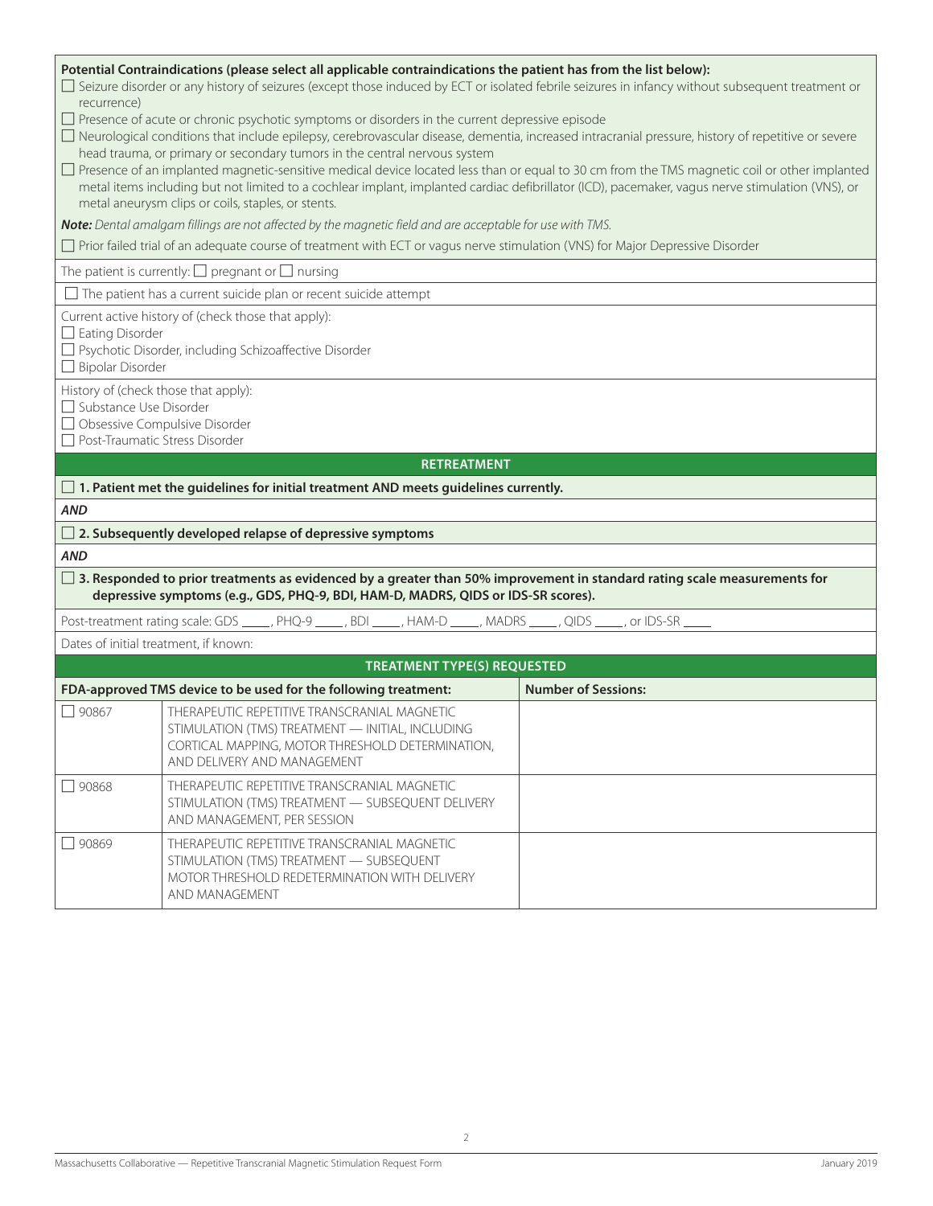**Potential Contraindications (please select all applicable contraindications the patient has from the list below):**

☐ Seizure disorder or any history of seizures (except those induced by ECT or isolated febrile seizures in infancy without subsequent treatment or recurrence)

☐ Presence of acute or chronic psychotic symptoms or disorders in the current depressive episode

☐ Neurological conditions that include epilepsy, cerebrovascular disease, dementia, increased intracranial pressure, history of repetitive or severe head trauma, or primary or secondary tumors in the central nervous system

☐ Presence of an implanted magnetic-sensitive medical device located less than or equal to 30 cm from the TMS magnetic coil or other implanted metal items including but not limited to a cochlear implant, implanted cardiac defibrillator (ICD), pacemaker, vagus nerve stimulation (VNS), or metal aneurysm clips or coils, staples, or stents.

***Note:*** *Dental amalgam fillings are not affected by the magnetic field and are acceptable for use with TMS.*

☐ Prior failed trial of an adequate course of treatment with ECT or vagus nerve stimulation (VNS) for Major Depressive Disorder

The patient is currently: ☐ pregnant or ☐ nursing

☐ The patient has a current suicide plan or recent suicide attempt

Current active history of (check those that apply):

☐ Eating Disorder

☐ Psychotic Disorder, including Schizoaffective Disorder

☐ Bipolar Disorder

History of (check those that apply):

☐ Substance Use Disorder

☐ Obsessive Compulsive Disorder

☐ Post-Traumatic Stress Disorder

## RETREATMENT

☐ **1. Patient met the guidelines for initial treatment AND meets guidelines currently.**

***AND***

☐ **2. Subsequently developed relapse of depressive symptoms**

***AND***

☐ **3. Responded to prior treatments as evidenced by a greater than 50% improvement in standard rating scale measurements for depressive symptoms (e.g., GDS, PHQ-9, BDI, HAM-D, MADRS, QIDS or IDS-SR scores).**

Post-treatment rating scale: GDS _____, PHQ-9 _____, BDI _____, HAM-D _____, MADRS _____, QIDS _____, or IDS-SR _____

Dates of initial treatment, if known:

## TREATMENT TYPE(S) REQUESTED

| FDA-approved TMS device to be used for the following treatment: | | Number of Sessions: |
|---|---|---|
| ☐ 90867 | THERAPEUTIC REPETITIVE TRANSCRANIAL MAGNETIC STIMULATION (TMS) TREATMENT — INITIAL, INCLUDING CORTICAL MAPPING, MOTOR THRESHOLD DETERMINATION, AND DELIVERY AND MANAGEMENT | |
| ☐ 90868 | THERAPEUTIC REPETITIVE TRANSCRANIAL MAGNETIC STIMULATION (TMS) TREATMENT — SUBSEQUENT DELIVERY AND MANAGEMENT, PER SESSION | |
| ☐ 90869 | THERAPEUTIC REPETITIVE TRANSCRANIAL MAGNETIC STIMULATION (TMS) TREATMENT — SUBSEQUENT MOTOR THRESHOLD REDETERMINATION WITH DELIVERY AND MANAGEMENT | |